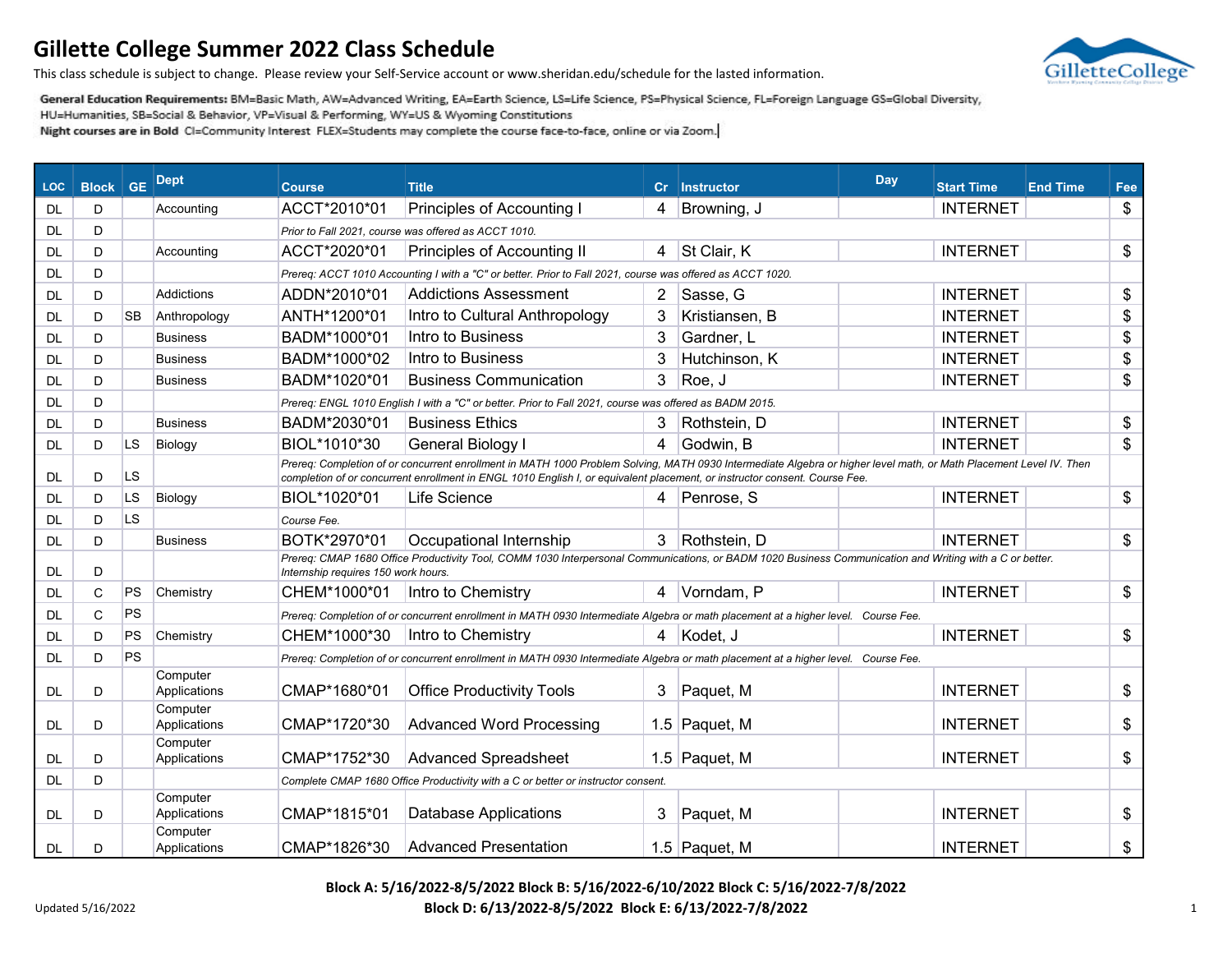# Gillette College Summer 2022 Class Schedule

This class schedule is subject to change. Please review your Self-Service account or www.sheridan.edu/schedule for the lasted information.

**General Education Requirements:** BM=Basic Math, AW=Advanced Writing, EA=Earth Science, LS=Life Science, PS=Physical Science, FL=Foreign Language GS=Global Diversity, HU=Humanities, SB=Social & Behavior, VP=Visual & Performing, WY=US & Wyoming Constitutions

**Night courses are in Bold** CI=Community Interest FLEX=Students may complete the course face-to-face, online or via Zoom.

| LOC | Block | GE | Dept | Course | Title | Cr | Instructor | Day | Start Time | End Time | Fee |
|---|---|---|---|---|---|---|---|---|---|---|---|
| DL | D | | Accounting | ACCT*2010*01 | Principles of Accounting I | 4 | Browning, J | | INTERNET | | $ |
| DL | D | | | *Prior to Fall 2021, course was offered as ACCT 1010.* | | | | | | | |
| DL | D | | Accounting | ACCT*2020*01 | Principles of Accounting II | 4 | St Clair, K | | INTERNET | | $ |
| DL | D | | | *Prereq: ACCT 1010 Accounting I with a "C" or better. Prior to Fall 2021, course was offered as ACCT 1020.* | | | | | | | |
| DL | D | | Addictions | ADDN*2010*01 | Addictions Assessment | 2 | Sasse, G | | INTERNET | | $ |
| DL | D | SB | Anthropology | ANTH*1200*01 | Intro to Cultural Anthropology | 3 | Kristiansen, B | | INTERNET | | $ |
| DL | D | | Business | BADM*1000*01 | Intro to Business | 3 | Gardner, L | | INTERNET | | $ |
| DL | D | | Business | BADM*1000*02 | Intro to Business | 3 | Hutchinson, K | | INTERNET | | $ |
| DL | D | | Business | BADM*1020*01 | Business Communication | 3 | Roe, J | | INTERNET | | $ |
| DL | D | | | *Prereq: ENGL 1010 English I with a "C" or better. Prior to Fall 2021, course was offered as BADM 2015.* | | | | | | | |
| DL | D | | Business | BADM*2030*01 | Business Ethics | 3 | Rothstein, D | | INTERNET | | $ |
| DL | D | LS | Biology | BIOL*1010*30 | General Biology I | 4 | Godwin, B | | INTERNET | | $ |
| DL | D | LS | | *Prereq: Completion of or concurrent enrollment in MATH 1000 Problem Solving, MATH 0930 Intermediate Algebra or higher level math, or Math Placement Level IV. Then completion of or concurrent enrollment in ENGL 1010 English I, or equivalent placement, or instructor consent. Course Fee.* | | | | | | | |
| DL | D | LS | Biology | BIOL*1020*01 | Life Science | 4 | Penrose, S | | INTERNET | | $ |
| DL | D | LS | | *Course Fee.* | | | | | | | |
| DL | D | | Business | BOTK*2970*01 | Occupational Internship | 3 | Rothstein, D | | INTERNET | | $ |
| DL | D | | | *Prereq: CMAP 1680 Office Productivity Tool, COMM 1030 Interpersonal Communications, or BADM 1020 Business Communication and Writing with a C or better. Internship requires 150 work hours.* | | | | | | | |
| DL | C | PS | Chemistry | CHEM*1000*01 | Intro to Chemistry | 4 | Vorndam, P | | INTERNET | | $ |
| DL | C | PS | | *Prereq: Completion of or concurrent enrollment in MATH 0930 Intermediate Algebra or math placement at a higher level. Course Fee.* | | | | | | | |
| DL | D | PS | Chemistry | CHEM*1000*30 | Intro to Chemistry | 4 | Kodet, J | | INTERNET | | $ |
| DL | D | PS | | *Prereq: Completion of or concurrent enrollment in MATH 0930 Intermediate Algebra or math placement at a higher level. Course Fee.* | | | | | | | |
| DL | D | | Computer Applications | CMAP*1680*01 | Office Productivity Tools | 3 | Paquet, M | | INTERNET | | $ |
| DL | D | | Computer Applications | CMAP*1720*30 | Advanced Word Processing | 1.5 | Paquet, M | | INTERNET | | $ |
| DL | D | | Computer Applications | CMAP*1752*30 | Advanced Spreadsheet | 1.5 | Paquet, M | | INTERNET | | $ |
| DL | D | | | *Complete CMAP 1680 Office Productivity with a C or better or instructor consent.* | | | | | | | |
| DL | D | | Computer Applications | CMAP*1815*01 | Database Applications | 3 | Paquet, M | | INTERNET | | $ |
| DL | D | | Computer Applications | CMAP*1826*30 | Advanced Presentation | 1.5 | Paquet, M | | INTERNET | | $ |

**Block A: 5/16/2022-8/5/2022 Block B: 5/16/2022-6/10/2022 Block C: 5/16/2022-7/8/2022**
**Block D: 6/13/2022-8/5/2022 Block E: 6/13/2022-7/8/2022**

Updated 5/16/2022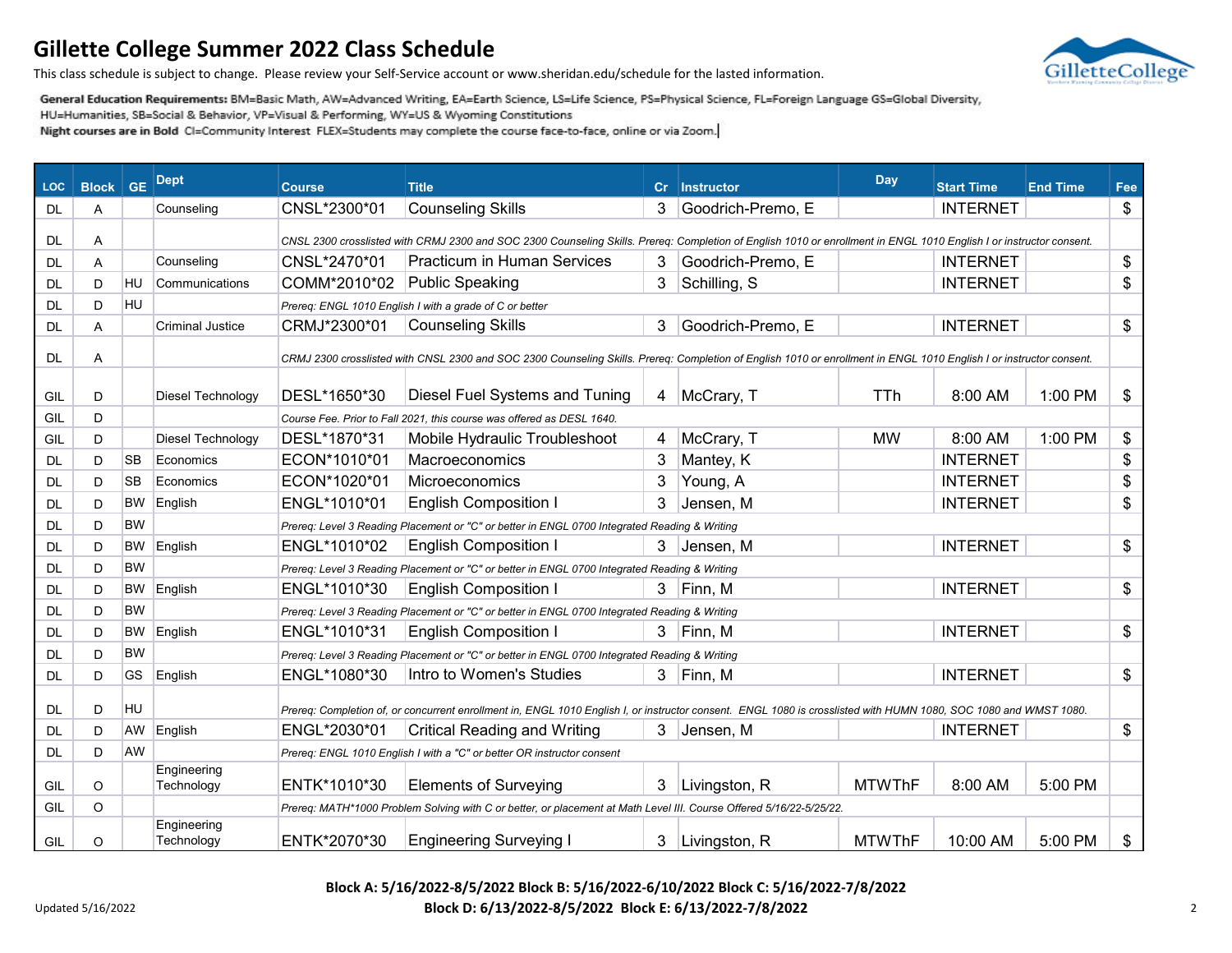# Gillette College Summer 2022 Class Schedule

This class schedule is subject to change. Please review your Self-Service account or www.sheridan.edu/schedule for the lasted information.

**General Education Requirements:** BM=Basic Math, AW=Advanced Writing, EA=Earth Science, LS=Life Science, PS=Physical Science, FL=Foreign Language GS=Global Diversity, HU=Humanities, SB=Social & Behavior, VP=Visual & Performing, WY=US & Wyoming Constitutions

**Night courses are in Bold** CI=Community Interest FLEX=Students may complete the course face-to-face, online or via Zoom.

| LOC | Block | GE | Dept | Course | Title | Cr | Instructor | Day | Start Time | End Time | Fee |
|---|---|---|---|---|---|---|---|---|---|---|---|
| DL | A | | Counseling | CNSL*2300*01 | Counseling Skills | 3 | Goodrich-Premo, E | | INTERNET | | $ |
| DL | A | | | *CNSL 2300 crosslisted with CRMJ 2300 and SOC 2300 Counseling Skills. Prereq: Completion of English 1010 or enrollment in ENGL 1010 English I or instructor consent.* | | | | | | | |
| DL | A | | Counseling | CNSL*2470*01 | Practicum in Human Services | 3 | Goodrich-Premo, E | | INTERNET | | $ |
| DL | D | HU | Communications | COMM*2010*02 | Public Speaking | 3 | Schilling, S | | INTERNET | | $ |
| DL | D | HU | | *Prereq: ENGL 1010 English I with a grade of C or better* | | | | | | | |
| DL | A | | Criminal Justice | CRMJ*2300*01 | Counseling Skills | 3 | Goodrich-Premo, E | | INTERNET | | $ |
| DL | A | | | *CRMJ 2300 crosslisted with CNSL 2300 and SOC 2300 Counseling Skills. Prereq: Completion of English 1010 or enrollment in ENGL 1010 English I or instructor consent.* | | | | | | | |
| GIL | D | | Diesel Technology | DESL*1650*30 | Diesel Fuel Systems and Tuning | 4 | McCrary, T | TTh | 8:00 AM | 1:00 PM | $ |
| GIL | D | | | *Course Fee. Prior to Fall 2021, this course was offered as DESL 1640.* | | | | | | | |
| GIL | D | | Diesel Technology | DESL*1870*31 | Mobile Hydraulic Troubleshoot | 4 | McCrary, T | MW | 8:00 AM | 1:00 PM | $ |
| DL | D | SB | Economics | ECON*1010*01 | Macroeconomics | 3 | Mantey, K | | INTERNET | | $ |
| DL | D | SB | Economics | ECON*1020*01 | Microeconomics | 3 | Young, A | | INTERNET | | $ |
| DL | D | BW | English | ENGL*1010*01 | English Composition I | 3 | Jensen, M | | INTERNET | | $ |
| DL | D | BW | | *Prereq: Level 3 Reading Placement or "C" or better in ENGL 0700 Integrated Reading & Writing* | | | | | | | |
| DL | D | BW | English | ENGL*1010*02 | English Composition I | 3 | Jensen, M | | INTERNET | | $ |
| DL | D | BW | | *Prereq: Level 3 Reading Placement or "C" or better in ENGL 0700 Integrated Reading & Writing* | | | | | | | |
| DL | D | BW | English | ENGL*1010*30 | English Composition I | 3 | Finn, M | | INTERNET | | $ |
| DL | D | BW | | *Prereq: Level 3 Reading Placement or "C" or better in ENGL 0700 Integrated Reading & Writing* | | | | | | | |
| DL | D | BW | English | ENGL*1010*31 | English Composition I | 3 | Finn, M | | INTERNET | | $ |
| DL | D | BW | | *Prereq: Level 3 Reading Placement or "C" or better in ENGL 0700 Integrated Reading & Writing* | | | | | | | |
| DL | D | GS | English | ENGL*1080*30 | Intro to Women's Studies | 3 | Finn, M | | INTERNET | | $ |
| DL | D | HU | | *Prereq: Completion of, or concurrent enrollment in, ENGL 1010 English I, or instructor consent. ENGL 1080 is crosslisted with HUMN 1080, SOC 1080 and WMST 1080.* | | | | | | | |
| DL | D | AW | English | ENGL*2030*01 | Critical Reading and Writing | 3 | Jensen, M | | INTERNET | | $ |
| DL | D | AW | | *Prereq: ENGL 1010 English I with a "C" or better OR instructor consent* | | | | | | | |
| GIL | O | | Engineering Technology | ENTK*1010*30 | Elements of Surveying | 3 | Livingston, R | MTWThF | 8:00 AM | 5:00 PM | |
| GIL | O | | | *Prereq: MATH*1000 Problem Solving with C or better, or placement at Math Level III. Course Offered 5/16/22-5/25/22.* | | | | | | | |
| GIL | O | | Engineering Technology | ENTK*2070*30 | Engineering Surveying I | 3 | Livingston, R | MTWThF | 10:00 AM | 5:00 PM | $ |

**Block A: 5/16/2022-8/5/2022 Block B: 5/16/2022-6/10/2022 Block C: 5/16/2022-7/8/2022**
**Block D: 6/13/2022-8/5/2022 Block E: 6/13/2022-7/8/2022**

Updated 5/16/2022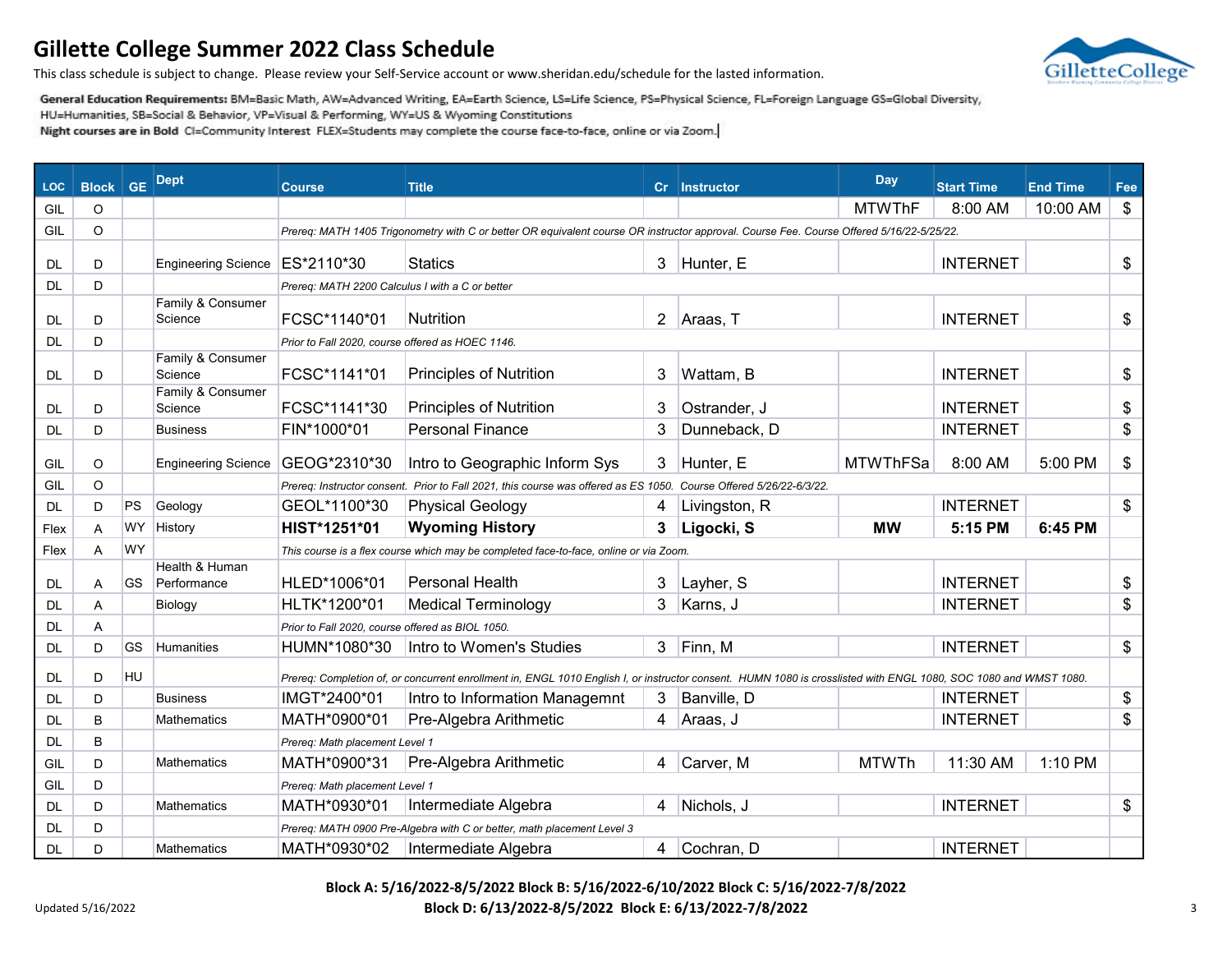# Gillette College Summer 2022 Class Schedule

This class schedule is subject to change. Please review your Self-Service account or www.sheridan.edu/schedule for the lasted information.

**General Education Requirements:** BM=Basic Math, AW=Advanced Writing, EA=Earth Science, LS=Life Science, PS=Physical Science, FL=Foreign Language GS=Global Diversity, HU=Humanities, SB=Social & Behavior, VP=Visual & Performing, WY=US & Wyoming Constitutions

**Night courses are in Bold** CI=Community Interest FLEX=Students may complete the course face-to-face, online or via Zoom.

| LOC | Block | GE | Dept | Course | Title | Cr | Instructor | Day | Start Time | End Time | Fee |
|---|---|---|---|---|---|---|---|---|---|---|---|
| GIL | O | | | | | | | MTWThF | 8:00 AM | 10:00 AM | $ |
| GIL | O | | | *Prereq: MATH 1405 Trigonometry with C or better OR equivalent course OR instructor approval. Course Fee. Course Offered 5/16/22-5/25/22.* | | | | | | | |
| DL | D | | Engineering Science | ES*2110*30 | Statics | 3 | Hunter, E | | INTERNET | | $ |
| DL | D | | | *Prereq: MATH 2200 Calculus I with a C or better* | | | | | | | |
| DL | D | | Family & Consumer Science | FCSC*1140*01 | Nutrition | 2 | Araas, T | | INTERNET | | $ |
| DL | D | | | *Prior to Fall 2020, course offered as HOEC 1146.* | | | | | | | |
| DL | D | | Family & Consumer Science | FCSC*1141*01 | Principles of Nutrition | 3 | Wattam, B | | INTERNET | | $ |
| DL | D | | Family & Consumer Science | FCSC*1141*30 | Principles of Nutrition | 3 | Ostrander, J | | INTERNET | | $ |
| DL | D | | Business | FIN*1000*01 | Personal Finance | 3 | Dunneback, D | | INTERNET | | $ |
| GIL | O | | Engineering Science | GEOG*2310*30 | Intro to Geographic Inform Sys | 3 | Hunter, E | MTWThFSa | 8:00 AM | 5:00 PM | $ |
| GIL | O | | | *Prereq: Instructor consent. Prior to Fall 2021, this course was offered as ES 1050. Course Offered 5/26/22-6/3/22.* | | | | | | | |
| DL | D | PS | Geology | GEOL*1100*30 | Physical Geology | 4 | Livingston, R | | INTERNET | | $ |
| Flex | A | WY | History | **HIST*1251*01** | **Wyoming History** | **3** | **Ligocki, S** | **MW** | **5:15 PM** | **6:45 PM** | |
| Flex | A | WY | | *This course is a flex course which may be completed face-to-face, online or via Zoom.* | | | | | | | |
| DL | A | GS | Health & Human Performance | HLED*1006*01 | Personal Health | 3 | Layher, S | | INTERNET | | $ |
| DL | A | | Biology | HLTK*1200*01 | Medical Terminology | 3 | Karns, J | | INTERNET | | $ |
| DL | A | | | *Prior to Fall 2020, course offered as BIOL 1050.* | | | | | | | |
| DL | D | GS | Humanities | HUMN*1080*30 | Intro to Women's Studies | 3 | Finn, M | | INTERNET | | $ |
| DL | D | HU | | *Prereq: Completion of, or concurrent enrollment in, ENGL 1010 English I, or instructor consent. HUMN 1080 is crosslisted with ENGL 1080, SOC 1080 and WMST 1080.* | | | | | | | |
| DL | D | | Business | IMGT*2400*01 | Intro to Information Managemnt | 3 | Banville, D | | INTERNET | | $ |
| DL | B | | Mathematics | MATH*0900*01 | Pre-Algebra Arithmetic | 4 | Araas, J | | INTERNET | | $ |
| DL | B | | | *Prereq: Math placement Level 1* | | | | | | | |
| GIL | D | | Mathematics | MATH*0900*31 | Pre-Algebra Arithmetic | 4 | Carver, M | MTWTh | 11:30 AM | 1:10 PM | |
| GIL | D | | | *Prereq: Math placement Level 1* | | | | | | | |
| DL | D | | Mathematics | MATH*0930*01 | Intermediate Algebra | 4 | Nichols, J | | INTERNET | | $ |
| DL | D | | | *Prereq: MATH 0900 Pre-Algebra with C or better, math placement Level 3* | | | | | | | |
| DL | D | | Mathematics | MATH*0930*02 | Intermediate Algebra | 4 | Cochran, D | | INTERNET | | |

**Block A: 5/16/2022-8/5/2022 Block B: 5/16/2022-6/10/2022 Block C: 5/16/2022-7/8/2022**
**Block D: 6/13/2022-8/5/2022 Block E: 6/13/2022-7/8/2022**

Updated 5/16/2022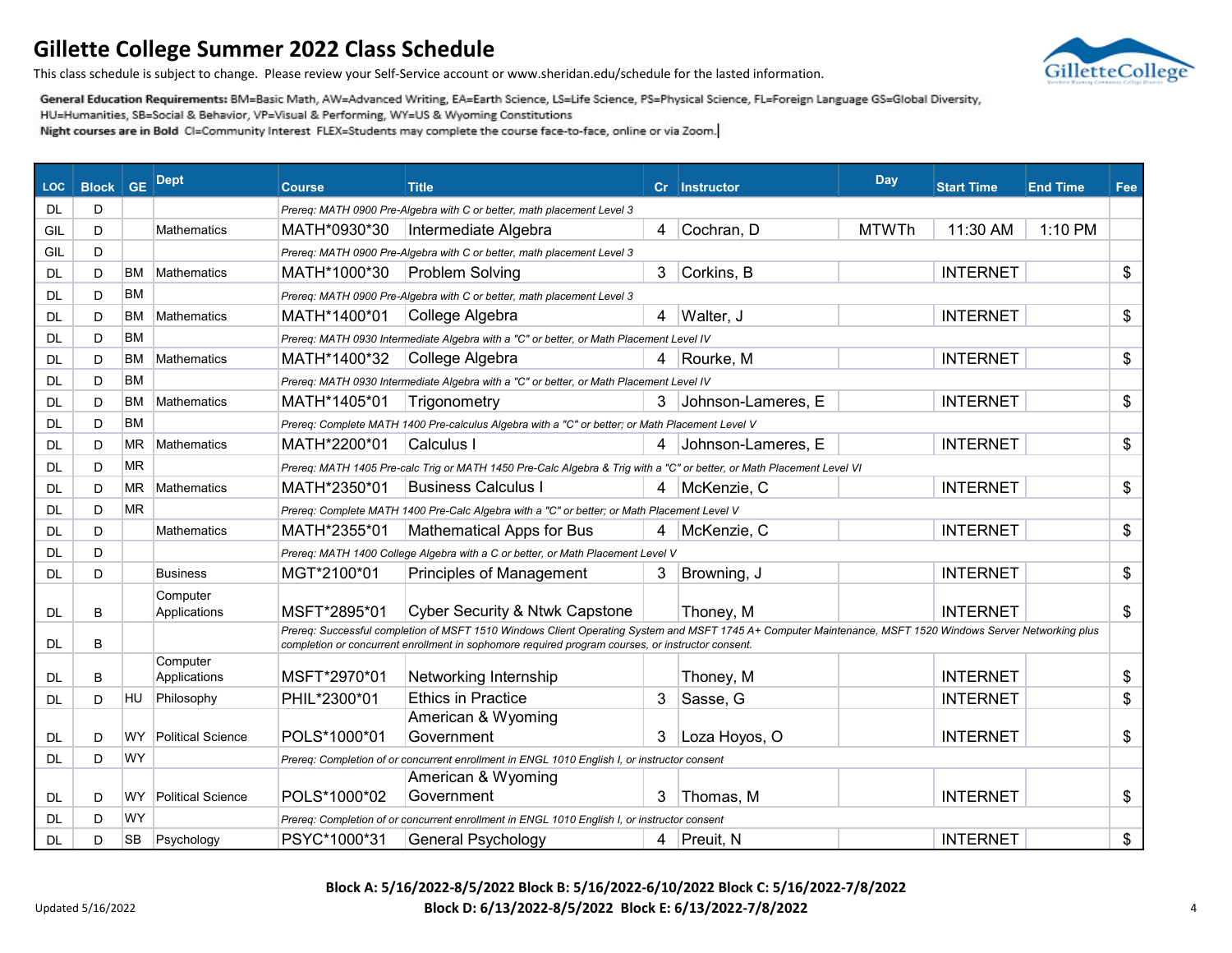# Gillette College Summer 2022 Class Schedule

This class schedule is subject to change. Please review your Self-Service account or www.sheridan.edu/schedule for the lasted information.

**General Education Requirements:** BM=Basic Math, AW=Advanced Writing, EA=Earth Science, LS=Life Science, PS=Physical Science, FL=Foreign Language GS=Global Diversity, HU=Humanities, SB=Social & Behavior, VP=Visual & Performing, WY=US & Wyoming Constitutions

**Night courses are in Bold** CI=Community Interest FLEX=Students may complete the course face-to-face, online or via Zoom.

| LOC | Block | GE | Dept | Course | Title | Cr | Instructor | Day | Start Time | End Time | Fee |
|---|---|---|---|---|---|---|---|---|---|---|---|
| DL | D | | | *Prereq: MATH 0900 Pre-Algebra with C or better, math placement Level 3* | | | | | | | |
| GIL | D | | Mathematics | MATH*0930*30 | Intermediate Algebra | 4 | Cochran, D | MTWTh | 11:30 AM | 1:10 PM | |
| GIL | D | | | *Prereq: MATH 0900 Pre-Algebra with C or better, math placement Level 3* | | | | | | | |
| DL | D | BM | Mathematics | MATH*1000*30 | Problem Solving | 3 | Corkins, B | | INTERNET | | $ |
| DL | D | BM | | *Prereq: MATH 0900 Pre-Algebra with C or better, math placement Level 3* | | | | | | | |
| DL | D | BM | Mathematics | MATH*1400*01 | College Algebra | 4 | Walter, J | | INTERNET | | $ |
| DL | D | BM | | *Prereq: MATH 0930 Intermediate Algebra with a "C" or better, or Math Placement Level IV* | | | | | | | |
| DL | D | BM | Mathematics | MATH*1400*32 | College Algebra | 4 | Rourke, M | | INTERNET | | $ |
| DL | D | BM | | *Prereq: MATH 0930 Intermediate Algebra with a "C" or better, or Math Placement Level IV* | | | | | | | |
| DL | D | BM | Mathematics | MATH*1405*01 | Trigonometry | 3 | Johnson-Lameres, E | | INTERNET | | $ |
| DL | D | BM | | *Prereq: Complete MATH 1400 Pre-calculus Algebra with a "C" or better; or Math Placement Level V* | | | | | | | |
| DL | D | MR | Mathematics | MATH*2200*01 | Calculus I | 4 | Johnson-Lameres, E | | INTERNET | | $ |
| DL | D | MR | | *Prereq: MATH 1405 Pre-calc Trig or MATH 1450 Pre-Calc Algebra & Trig with a "C" or better, or Math Placement Level VI* | | | | | | | |
| DL | D | MR | Mathematics | MATH*2350*01 | Business Calculus I | 4 | McKenzie, C | | INTERNET | | $ |
| DL | D | MR | | *Prereq: Complete MATH 1400 Pre-Calc Algebra with a "C" or better; or Math Placement Level V* | | | | | | | |
| DL | D | | Mathematics | MATH*2355*01 | Mathematical Apps for Bus | 4 | McKenzie, C | | INTERNET | | $ |
| DL | D | | | *Prereq: MATH 1400 College Algebra with a C or better, or Math Placement Level V* | | | | | | | |
| DL | D | | Business | MGT*2100*01 | Principles of Management | 3 | Browning, J | | INTERNET | | $ |
| DL | B | | Computer Applications | MSFT*2895*01 | Cyber Security & Ntwk Capstone | | Thoney, M | | INTERNET | | $ |
| DL | B | | | *Prereq: Successful completion of MSFT 1510 Windows Client Operating System and MSFT 1745 A+ Computer Maintenance, MSFT 1520 Windows Server Networking plus completion or concurrent enrollment in sophomore required program courses, or instructor consent.* | | | | | | | |
| DL | B | | Computer Applications | MSFT*2970*01 | Networking Internship | | Thoney, M | | INTERNET | | $ |
| DL | D | HU | Philosophy | PHIL*2300*01 | Ethics in Practice | 3 | Sasse, G | | INTERNET | | $ |
| DL | D | WY | Political Science | POLS*1000*01 | American & Wyoming Government | 3 | Loza Hoyos, O | | INTERNET | | $ |
| DL | D | WY | | *Prereq: Completion of or concurrent enrollment in ENGL 1010 English I, or instructor consent* | | | | | | | |
| DL | D | WY | Political Science | POLS*1000*02 | American & Wyoming Government | 3 | Thomas, M | | INTERNET | | $ |
| DL | D | WY | | *Prereq: Completion of or concurrent enrollment in ENGL 1010 English I, or instructor consent* | | | | | | | |
| DL | D | SB | Psychology | PSYC*1000*31 | General Psychology | 4 | Preuit, N | | INTERNET | | $ |

**Block A: 5/16/2022-8/5/2022 Block B: 5/16/2022-6/10/2022 Block C: 5/16/2022-7/8/2022**
**Block D: 6/13/2022-8/5/2022 Block E: 6/13/2022-7/8/2022**

Updated 5/16/2022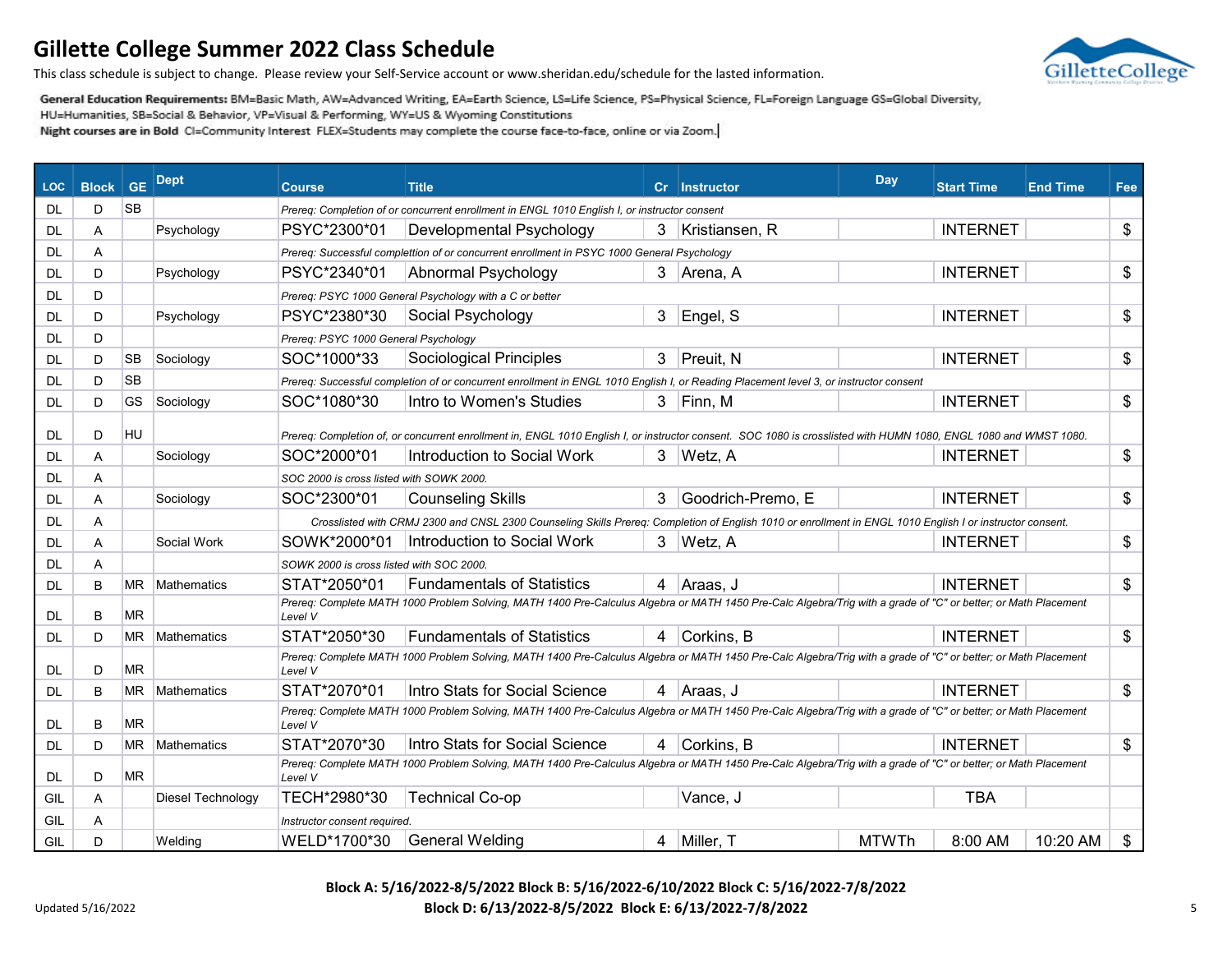# Gillette College Summer 2022 Class Schedule

This class schedule is subject to change. Please review your Self-Service account or www.sheridan.edu/schedule for the lasted information.

**General Education Requirements:** BM=Basic Math, AW=Advanced Writing, EA=Earth Science, LS=Life Science, PS=Physical Science, FL=Foreign Language GS=Global Diversity, HU=Humanities, SB=Social & Behavior, VP=Visual & Performing, WY=US & Wyoming Constitutions

**Night courses are in Bold** CI=Community Interest FLEX=Students may complete the course face-to-face, online or via Zoom.

| LOC | Block | GE | Dept | Course | Title | Cr | Instructor | Day | Start Time | End Time | Fee |
|---|---|---|---|---|---|---|---|---|---|---|---|
| DL | D | SB | | *Prereq: Completion of or concurrent enrollment in ENGL 1010 English I, or instructor consent* | | | | | | | |
| DL | A | | Psychology | PSYC*2300*01 | Developmental Psychology | 3 | Kristiansen, R | | INTERNET | | $ |
| DL | A | | | *Prereq: Successful complettion of or concurrent enrollment in PSYC 1000 General Psychology* | | | | | | | |
| DL | D | | Psychology | PSYC*2340*01 | Abnormal Psychology | 3 | Arena, A | | INTERNET | | $ |
| DL | D | | | *Prereq: PSYC 1000 General Psychology with a C or better* | | | | | | | |
| DL | D | | Psychology | PSYC*2380*30 | Social Psychology | 3 | Engel, S | | INTERNET | | $ |
| DL | D | | | *Prereq: PSYC 1000 General Psychology* | | | | | | | |
| DL | D | SB | Sociology | SOC*1000*33 | Sociological Principles | 3 | Preuit, N | | INTERNET | | $ |
| DL | D | SB | | *Prereq: Successful completion of or concurrent enrollment in ENGL 1010 English I, or Reading Placement level 3, or instructor consent* | | | | | | | |
| DL | D | GS | Sociology | SOC*1080*30 | Intro to Women's Studies | 3 | Finn, M | | INTERNET | | $ |
| DL | D | HU | | *Prereq: Completion of, or concurrent enrollment in, ENGL 1010 English I, or instructor consent. SOC 1080 is crosslisted with HUMN 1080, ENGL 1080 and WMST 1080.* | | | | | | | |
| DL | A | | Sociology | SOC*2000*01 | Introduction to Social Work | 3 | Wetz, A | | INTERNET | | $ |
| DL | A | | | *SOC 2000 is cross listed with SOWK 2000.* | | | | | | | |
| DL | A | | Sociology | SOC*2300*01 | Counseling Skills | 3 | Goodrich-Premo, E | | INTERNET | | $ |
| DL | A | | | *Crosslisted with CRMJ 2300 and CNSL 2300 Counseling Skills Prereq: Completion of English 1010 or enrollment in ENGL 1010 English I or instructor consent.* | | | | | | | |
| DL | A | | Social Work | SOWK*2000*01 | Introduction to Social Work | 3 | Wetz, A | | INTERNET | | $ |
| DL | A | | | *SOWK 2000 is cross listed with SOC 2000.* | | | | | | | |
| DL | B | MR | Mathematics | STAT*2050*01 | Fundamentals of Statistics | 4 | Araas, J | | INTERNET | | $ |
| DL | B | MR | | *Prereq: Complete MATH 1000 Problem Solving, MATH 1400 Pre-Calculus Algebra or MATH 1450 Pre-Calc Algebra/Trig with a grade of "C" or better; or Math Placement Level V* | | | | | | | |
| DL | D | MR | Mathematics | STAT*2050*30 | Fundamentals of Statistics | 4 | Corkins, B | | INTERNET | | $ |
| DL | D | MR | | *Prereq: Complete MATH 1000 Problem Solving, MATH 1400 Pre-Calculus Algebra or MATH 1450 Pre-Calc Algebra/Trig with a grade of "C" or better; or Math Placement Level V* | | | | | | | |
| DL | B | MR | Mathematics | STAT*2070*01 | Intro Stats for Social Science | 4 | Araas, J | | INTERNET | | $ |
| DL | B | MR | | *Prereq: Complete MATH 1000 Problem Solving, MATH 1400 Pre-Calculus Algebra or MATH 1450 Pre-Calc Algebra/Trig with a grade of "C" or better; or Math Placement Level V* | | | | | | | |
| DL | D | MR | Mathematics | STAT*2070*30 | Intro Stats for Social Science | 4 | Corkins, B | | INTERNET | | $ |
| DL | D | MR | | *Prereq: Complete MATH 1000 Problem Solving, MATH 1400 Pre-Calculus Algebra or MATH 1450 Pre-Calc Algebra/Trig with a grade of "C" or better; or Math Placement Level V* | | | | | | | |
| GIL | A | | Diesel Technology | TECH*2980*30 | Technical Co-op | | Vance, J | | TBA | | |
| GIL | A | | | *Instructor consent required.* | | | | | | | |
| GIL | D | | Welding | WELD*1700*30 | General Welding | 4 | Miller, T | MTWTh | 8:00 AM | 10:20 AM | $ |

**Block A: 5/16/2022-8/5/2022 Block B: 5/16/2022-6/10/2022 Block C: 5/16/2022-7/8/2022**
**Block D: 6/13/2022-8/5/2022 Block E: 6/13/2022-7/8/2022**

Updated 5/16/2022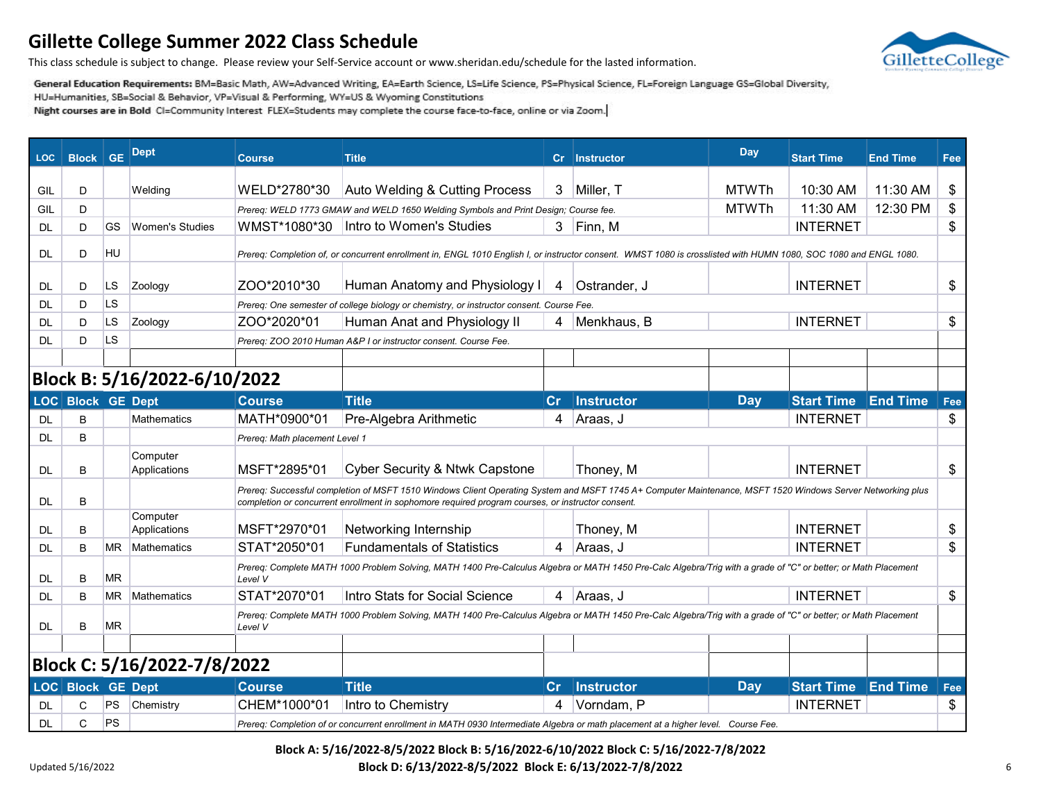# Gillette College Summer 2022 Class Schedule

This class schedule is subject to change. Please review your Self-Service account or www.sheridan.edu/schedule for the lasted information.

**General Education Requirements:** BM=Basic Math, AW=Advanced Writing, EA=Earth Science, LS=Life Science, PS=Physical Science, FL=Foreign Language GS=Global Diversity, HU=Humanities, SB=Social & Behavior, VP=Visual & Performing, WY=US & Wyoming Constitutions

**Night courses are in Bold** CI=Community Interest FLEX=Students may complete the course face-to-face, online or via Zoom.

| LOC | Block | GE | Dept | Course | Title | Cr | Instructor | Day | Start Time | End Time | Fee |
|---|---|---|---|---|---|---|---|---|---|---|---|
| GIL | D | | Welding | WELD*2780*30 | Auto Welding & Cutting Process | 3 | Miller, T | MTWTh | 10:30 AM | 11:30 AM | $ |
| GIL | D | | | *Prereq: WELD 1773 GMAW and WELD 1650 Welding Symbols and Print Design; Course fee.* | | | | MTWTh | 11:30 AM | 12:30 PM | $ |
| DL | D | GS | Women's Studies | WMST*1080*30 | Intro to Women's Studies | 3 | Finn, M | | INTERNET | | $ |
| DL | D | HU | | *Prereq: Completion of, or concurrent enrollment in, ENGL 1010 English I, or instructor consent. WMST 1080 is crosslisted with HUMN 1080, SOC 1080 and ENGL 1080.* | | | | | | | |
| DL | D | LS | Zoology | ZOO*2010*30 | Human Anatomy and Physiology I | 4 | Ostrander, J | | INTERNET | | $ |
| DL | D | LS | | *Prereq: One semester of college biology or chemistry, or instructor consent. Course Fee.* | | | | | | | |
| DL | D | LS | Zoology | ZOO*2020*01 | Human Anat and Physiology II | 4 | Menkhaus, B | | INTERNET | | $ |
| DL | D | LS | | *Prereq: ZOO 2010 Human A&P I or instructor consent. Course Fee.* | | | | | | | |

## Block B: 5/16/2022-6/10/2022

| LOC | Block | GE | Dept | Course | Title | Cr | Instructor | Day | Start Time | End Time | Fee |
|---|---|---|---|---|---|---|---|---|---|---|---|
| DL | B | | Mathematics | MATH*0900*01 | Pre-Algebra Arithmetic | 4 | Araas, J | | INTERNET | | $ |
| DL | B | | | *Prereq: Math placement Level 1* | | | | | | | |
| DL | B | | Computer Applications | MSFT*2895*01 | Cyber Security & Ntwk Capstone | | Thoney, M | | INTERNET | | $ |
| DL | B | | | *Prereq: Successful completion of MSFT 1510 Windows Client Operating System and MSFT 1745 A+ Computer Maintenance, MSFT 1520 Windows Server Networking plus completion or concurrent enrollment in sophomore required program courses, or instructor consent.* | | | | | | | |
| DL | B | | Computer Applications | MSFT*2970*01 | Networking Internship | | Thoney, M | | INTERNET | | $ |
| DL | B | MR | Mathematics | STAT*2050*01 | Fundamentals of Statistics | 4 | Araas, J | | INTERNET | | $ |
| DL | B | MR | | *Prereq: Complete MATH 1000 Problem Solving, MATH 1400 Pre-Calculus Algebra or MATH 1450 Pre-Calc Algebra/Trig with a grade of "C" or better; or Math Placement Level V* | | | | | | | |
| DL | B | MR | Mathematics | STAT*2070*01 | Intro Stats for Social Science | 4 | Araas, J | | INTERNET | | $ |
| DL | B | MR | | *Prereq: Complete MATH 1000 Problem Solving, MATH 1400 Pre-Calculus Algebra or MATH 1450 Pre-Calc Algebra/Trig with a grade of "C" or better; or Math Placement Level V* | | | | | | | |

## Block C: 5/16/2022-7/8/2022

| LOC | Block | GE | Dept | Course | Title | Cr | Instructor | Day | Start Time | End Time | Fee |
|---|---|---|---|---|---|---|---|---|---|---|---|
| DL | C | PS | Chemistry | CHEM*1000*01 | Intro to Chemistry | 4 | Vorndam, P | | INTERNET | | $ |
| DL | C | PS | | *Prereq: Completion of or concurrent enrollment in MATH 0930 Intermediate Algebra or math placement at a higher level. Course Fee.* | | | | | | | |

**Block A: 5/16/2022-8/5/2022 Block B: 5/16/2022-6/10/2022 Block C: 5/16/2022-7/8/2022**
**Block D: 6/13/2022-8/5/2022 Block E: 6/13/2022-7/8/2022**

Updated 5/16/2022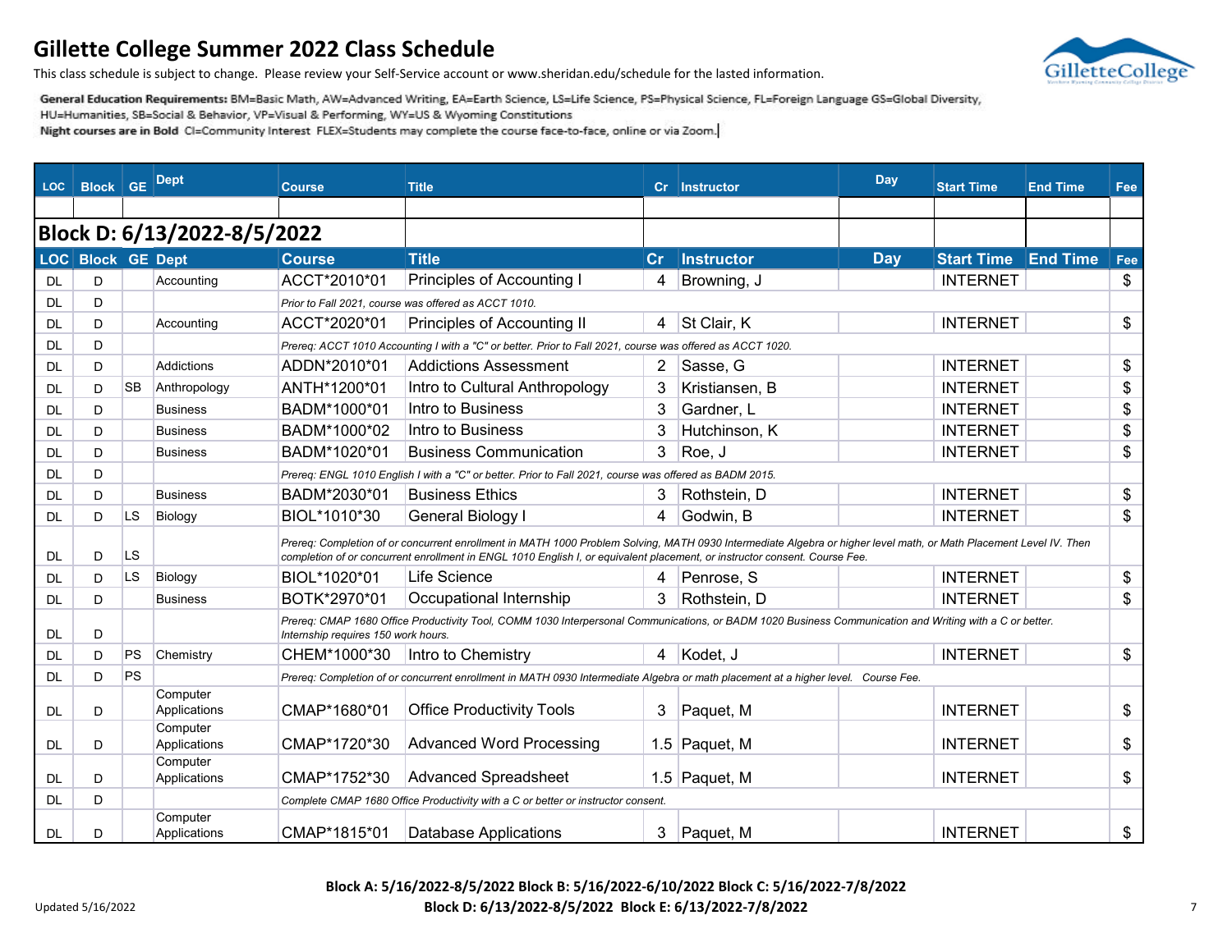# Gillette College Summer 2022 Class Schedule

This class schedule is subject to change. Please review your Self-Service account or www.sheridan.edu/schedule for the lasted information.

**General Education Requirements:** BM=Basic Math, AW=Advanced Writing, EA=Earth Science, LS=Life Science, PS=Physical Science, FL=Foreign Language GS=Global Diversity, HU=Humanities, SB=Social & Behavior, VP=Visual & Performing, WY=US & Wyoming Constitutions

**Night courses are in Bold** CI=Community Interest FLEX=Students may complete the course face-to-face, online or via Zoom.

## Block D: 6/13/2022-8/5/2022

| LOC | Block | GE | Dept | Course | Title | Cr | Instructor | Day | Start Time | End Time | Fee |
|---|---|---|---|---|---|---|---|---|---|---|---|
| DL | D | | Accounting | ACCT*2010*01 | Principles of Accounting I | 4 | Browning, J | | INTERNET | | $ |
| DL | D | | | *Prior to Fall 2021, course was offered as ACCT 1010.* | | | | | | | |
| DL | D | | Accounting | ACCT*2020*01 | Principles of Accounting II | 4 | St Clair, K | | INTERNET | | $ |
| DL | D | | | *Prereq: ACCT 1010 Accounting I with a "C" or better. Prior to Fall 2021, course was offered as ACCT 1020.* | | | | | | | |
| DL | D | | Addictions | ADDN*2010*01 | Addictions Assessment | 2 | Sasse, G | | INTERNET | | $ |
| DL | D | SB | Anthropology | ANTH*1200*01 | Intro to Cultural Anthropology | 3 | Kristiansen, B | | INTERNET | | $ |
| DL | D | | Business | BADM*1000*01 | Intro to Business | 3 | Gardner, L | | INTERNET | | $ |
| DL | D | | Business | BADM*1000*02 | Intro to Business | 3 | Hutchinson, K | | INTERNET | | $ |
| DL | D | | Business | BADM*1020*01 | Business Communication | 3 | Roe, J | | INTERNET | | $ |
| DL | D | | | *Prereq: ENGL 1010 English I with a "C" or better. Prior to Fall 2021, course was offered as BADM 2015.* | | | | | | | |
| DL | D | | Business | BADM*2030*01 | Business Ethics | 3 | Rothstein, D | | INTERNET | | $ |
| DL | D | LS | Biology | BIOL*1010*30 | General Biology I | 4 | Godwin, B | | INTERNET | | $ |
| DL | D | LS | | *Prereq: Completion of or concurrent enrollment in MATH 1000 Problem Solving, MATH 0930 Intermediate Algebra or higher level math, or Math Placement Level IV. Then completion of or concurrent enrollment in ENGL 1010 English I, or equivalent placement, or instructor consent. Course Fee.* | | | | | | | |
| DL | D | LS | Biology | BIOL*1020*01 | Life Science | 4 | Penrose, S | | INTERNET | | $ |
| DL | D | | Business | BOTK*2970*01 | Occupational Internship | 3 | Rothstein, D | | INTERNET | | $ |
| DL | D | | | *Prereq: CMAP 1680 Office Productivity Tool, COMM 1030 Interpersonal Communications, or BADM 1020 Business Communication and Writing with a C or better. Internship requires 150 work hours.* | | | | | | | |
| DL | D | PS | Chemistry | CHEM*1000*30 | Intro to Chemistry | 4 | Kodet, J | | INTERNET | | $ |
| DL | D | PS | | *Prereq: Completion of or concurrent enrollment in MATH 0930 Intermediate Algebra or math placement at a higher level. Course Fee.* | | | | | | | |
| DL | D | | Computer Applications | CMAP*1680*01 | Office Productivity Tools | 3 | Paquet, M | | INTERNET | | $ |
| DL | D | | Computer Applications | CMAP*1720*30 | Advanced Word Processing | 1.5 | Paquet, M | | INTERNET | | $ |
| DL | D | | Computer Applications | CMAP*1752*30 | Advanced Spreadsheet | 1.5 | Paquet, M | | INTERNET | | $ |
| DL | D | | | *Complete CMAP 1680 Office Productivity with a C or better or instructor consent.* | | | | | | | |
| DL | D | | Computer Applications | CMAP*1815*01 | Database Applications | 3 | Paquet, M | | INTERNET | | $ |

**Block A: 5/16/2022-8/5/2022 Block B: 5/16/2022-6/10/2022 Block C: 5/16/2022-7/8/2022**
**Block D: 6/13/2022-8/5/2022 Block E: 6/13/2022-7/8/2022**

Updated 5/16/2022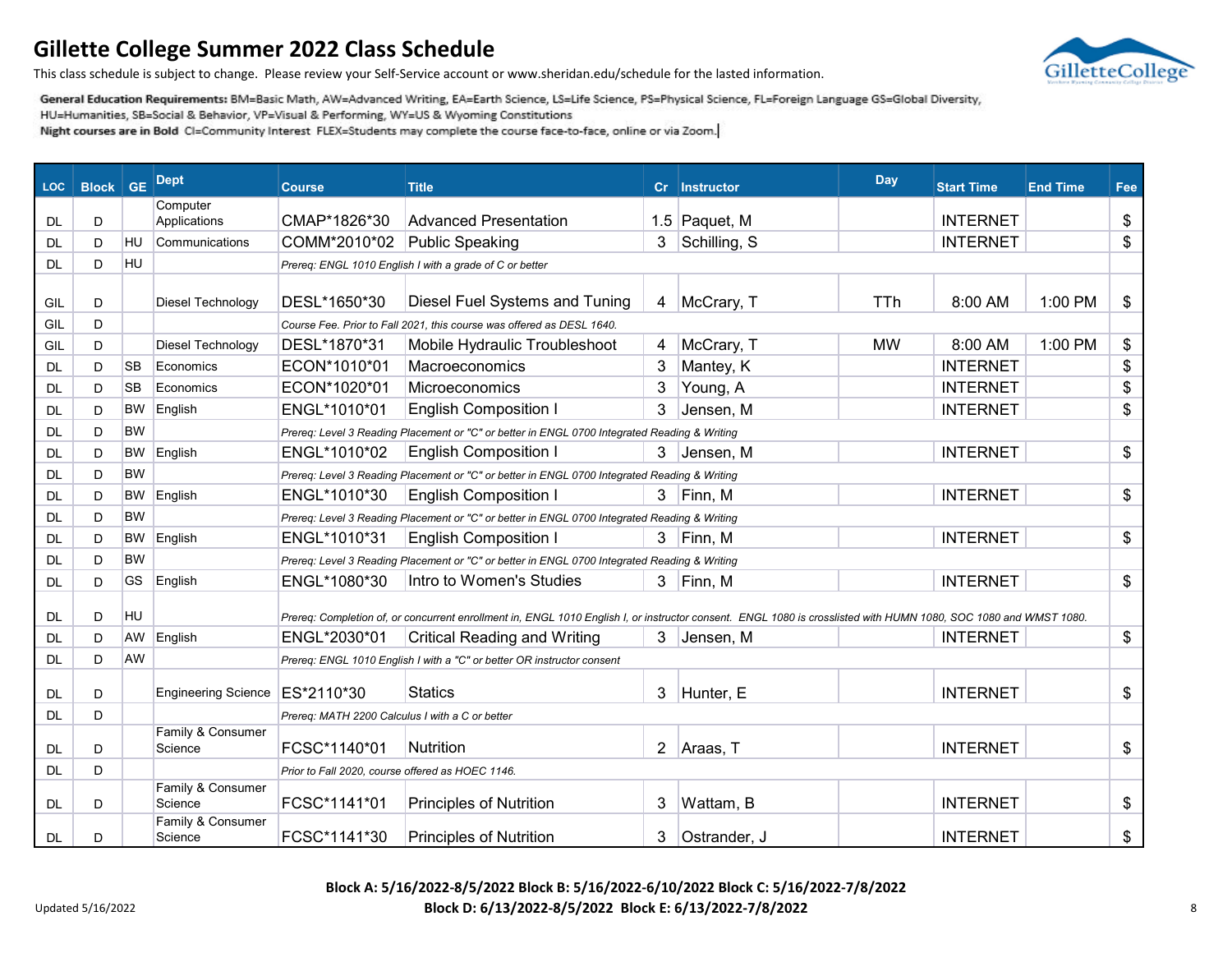# Gillette College Summer 2022 Class Schedule

This class schedule is subject to change. Please review your Self-Service account or www.sheridan.edu/schedule for the lasted information.

**General Education Requirements:** BM=Basic Math, AW=Advanced Writing, EA=Earth Science, LS=Life Science, PS=Physical Science, FL=Foreign Language GS=Global Diversity, HU=Humanities, SB=Social & Behavior, VP=Visual & Performing, WY=US & Wyoming Constitutions

**Night courses are in Bold** CI=Community Interest FLEX=Students may complete the course face-to-face, online or via Zoom.

| LOC | Block | GE | Dept | Course | Title | Cr | Instructor | Day | Start Time | End Time | Fee |
|---|---|---|---|---|---|---|---|---|---|---|---|
| DL | D | | Computer Applications | CMAP*1826*30 | Advanced Presentation | 1.5 | Paquet, M | | INTERNET | | $ |
| DL | D | HU | Communications | COMM*2010*02 | Public Speaking | 3 | Schilling, S | | INTERNET | | $ |
| DL | D | HU | | *Prereq: ENGL 1010 English I with a grade of C or better* | | | | | | | |
| GIL | D | | Diesel Technology | DESL*1650*30 | Diesel Fuel Systems and Tuning | 4 | McCrary, T | TTh | 8:00 AM | 1:00 PM | $ |
| GIL | D | | | *Course Fee. Prior to Fall 2021, this course was offered as DESL 1640.* | | | | | | | |
| GIL | D | | Diesel Technology | DESL*1870*31 | Mobile Hydraulic Troubleshoot | 4 | McCrary, T | MW | 8:00 AM | 1:00 PM | $ |
| DL | D | SB | Economics | ECON*1010*01 | Macroeconomics | 3 | Mantey, K | | INTERNET | | $ |
| DL | D | SB | Economics | ECON*1020*01 | Microeconomics | 3 | Young, A | | INTERNET | | $ |
| DL | D | BW | English | ENGL*1010*01 | English Composition I | 3 | Jensen, M | | INTERNET | | $ |
| DL | D | BW | | *Prereq: Level 3 Reading Placement or "C" or better in ENGL 0700 Integrated Reading & Writing* | | | | | | | |
| DL | D | BW | English | ENGL*1010*02 | English Composition I | 3 | Jensen, M | | INTERNET | | $ |
| DL | D | BW | | *Prereq: Level 3 Reading Placement or "C" or better in ENGL 0700 Integrated Reading & Writing* | | | | | | | |
| DL | D | BW | English | ENGL*1010*30 | English Composition I | 3 | Finn, M | | INTERNET | | $ |
| DL | D | BW | | *Prereq: Level 3 Reading Placement or "C" or better in ENGL 0700 Integrated Reading & Writing* | | | | | | | |
| DL | D | BW | English | ENGL*1010*31 | English Composition I | 3 | Finn, M | | INTERNET | | $ |
| DL | D | BW | | *Prereq: Level 3 Reading Placement or "C" or better in ENGL 0700 Integrated Reading & Writing* | | | | | | | |
| DL | D | GS | English | ENGL*1080*30 | Intro to Women's Studies | 3 | Finn, M | | INTERNET | | $ |
| DL | D | HU | | *Prereq: Completion of, or concurrent enrollment in, ENGL 1010 English I, or instructor consent. ENGL 1080 is crosslisted with HUMN 1080, SOC 1080 and WMST 1080.* | | | | | | | |
| DL | D | AW | English | ENGL*2030*01 | Critical Reading and Writing | 3 | Jensen, M | | INTERNET | | $ |
| DL | D | AW | | *Prereq: ENGL 1010 English I with a "C" or better OR instructor consent* | | | | | | | |
| DL | D | | Engineering Science | ES*2110*30 | Statics | 3 | Hunter, E | | INTERNET | | $ |
| DL | D | | | *Prereq: MATH 2200 Calculus I with a C or better* | | | | | | | |
| DL | D | | Family & Consumer Science | FCSC*1140*01 | Nutrition | 2 | Araas, T | | INTERNET | | $ |
| DL | D | | | *Prior to Fall 2020, course offered as HOEC 1146.* | | | | | | | |
| DL | D | | Family & Consumer Science | FCSC*1141*01 | Principles of Nutrition | 3 | Wattam, B | | INTERNET | | $ |
| DL | D | | Family & Consumer Science | FCSC*1141*30 | Principles of Nutrition | 3 | Ostrander, J | | INTERNET | | $ |

**Block A: 5/16/2022-8/5/2022 Block B: 5/16/2022-6/10/2022 Block C: 5/16/2022-7/8/2022**
**Block D: 6/13/2022-8/5/2022 Block E: 6/13/2022-7/8/2022**

Updated 5/16/2022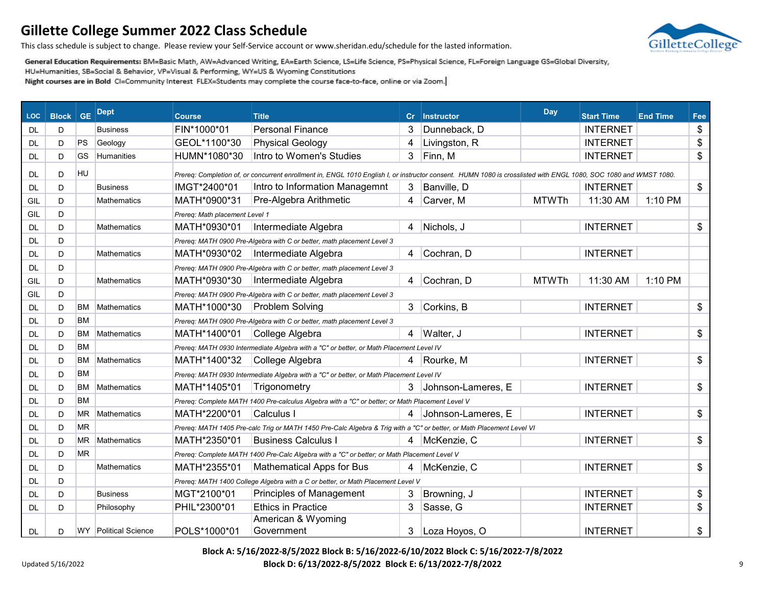# Gillette College Summer 2022 Class Schedule

This class schedule is subject to change. Please review your Self-Service account or www.sheridan.edu/schedule for the lasted information.

**General Education Requirements:** BM=Basic Math, AW=Advanced Writing, EA=Earth Science, LS=Life Science, PS=Physical Science, FL=Foreign Language GS=Global Diversity, HU=Humanities, SB=Social & Behavior, VP=Visual & Performing, WY=US & Wyoming Constitutions

**Night courses are in Bold** CI=Community Interest FLEX=Students may complete the course face-to-face, online or via Zoom.

| LOC | Block | GE | Dept | Course | Title | Cr | Instructor | Day | Start Time | End Time | Fee |
|---|---|---|---|---|---|---|---|---|---|---|---|
| DL | D | | Business | FIN*1000*01 | Personal Finance | 3 | Dunneback, D | | INTERNET | | $ |
| DL | D | PS | Geology | GEOL*1100*30 | Physical Geology | 4 | Livingston, R | | INTERNET | | $ |
| DL | D | GS | Humanities | HUMN*1080*30 | Intro to Women's Studies | 3 | Finn, M | | INTERNET | | $ |
| DL | D | HU | | *Prereq: Completion of, or concurrent enrollment in, ENGL 1010 English I, or instructor consent. HUMN 1080 is crosslisted with ENGL 1080, SOC 1080 and WMST 1080.* | | | | | | | |
| DL | D | | Business | IMGT*2400*01 | Intro to Information Managemnt | 3 | Banville, D | | INTERNET | | $ |
| GIL | D | | Mathematics | MATH*0900*31 | Pre-Algebra Arithmetic | 4 | Carver, M | MTWTh | 11:30 AM | 1:10 PM | |
| GIL | D | | | *Prereq: Math placement Level 1* | | | | | | | |
| DL | D | | Mathematics | MATH*0930*01 | Intermediate Algebra | 4 | Nichols, J | | INTERNET | | $ |
| DL | D | | | *Prereq: MATH 0900 Pre-Algebra with C or better, math placement Level 3* | | | | | | | |
| DL | D | | Mathematics | MATH*0930*02 | Intermediate Algebra | 4 | Cochran, D | | INTERNET | | |
| DL | D | | | *Prereq: MATH 0900 Pre-Algebra with C or better, math placement Level 3* | | | | | | | |
| GIL | D | | Mathematics | MATH*0930*30 | Intermediate Algebra | 4 | Cochran, D | MTWTh | 11:30 AM | 1:10 PM | |
| GIL | D | | | *Prereq: MATH 0900 Pre-Algebra with C or better, math placement Level 3* | | | | | | | |
| DL | D | BM | Mathematics | MATH*1000*30 | Problem Solving | 3 | Corkins, B | | INTERNET | | $ |
| DL | D | BM | | *Prereq: MATH 0900 Pre-Algebra with C or better, math placement Level 3* | | | | | | | |
| DL | D | BM | Mathematics | MATH*1400*01 | College Algebra | 4 | Walter, J | | INTERNET | | $ |
| DL | D | BM | | *Prereq: MATH 0930 Intermediate Algebra with a "C" or better, or Math Placement Level IV* | | | | | | | |
| DL | D | BM | Mathematics | MATH*1400*32 | College Algebra | 4 | Rourke, M | | INTERNET | | $ |
| DL | D | BM | | *Prereq: MATH 0930 Intermediate Algebra with a "C" or better, or Math Placement Level IV* | | | | | | | |
| DL | D | BM | Mathematics | MATH*1405*01 | Trigonometry | 3 | Johnson-Lameres, E | | INTERNET | | $ |
| DL | D | BM | | *Prereq: Complete MATH 1400 Pre-calculus Algebra with a "C" or better; or Math Placement Level V* | | | | | | | |
| DL | D | MR | Mathematics | MATH*2200*01 | Calculus I | 4 | Johnson-Lameres, E | | INTERNET | | $ |
| DL | D | MR | | *Prereq: MATH 1405 Pre-calc Trig or MATH 1450 Pre-Calc Algebra & Trig with a "C" or better, or Math Placement Level VI* | | | | | | | |
| DL | D | MR | Mathematics | MATH*2350*01 | Business Calculus I | 4 | McKenzie, C | | INTERNET | | $ |
| DL | D | MR | | *Prereq: Complete MATH 1400 Pre-Calc Algebra with a "C" or better; or Math Placement Level V* | | | | | | | |
| DL | D | | Mathematics | MATH*2355*01 | Mathematical Apps for Bus | 4 | McKenzie, C | | INTERNET | | $ |
| DL | D | | | *Prereq: MATH 1400 College Algebra with a C or better, or Math Placement Level V* | | | | | | | |
| DL | D | | Business | MGT*2100*01 | Principles of Management | 3 | Browning, J | | INTERNET | | $ |
| DL | D | | Philosophy | PHIL*2300*01 | Ethics in Practice | 3 | Sasse, G | | INTERNET | | $ |
| DL | D | WY | Political Science | POLS*1000*01 | American & Wyoming Government | 3 | Loza Hoyos, O | | INTERNET | | $ |

**Block A: 5/16/2022-8/5/2022 Block B: 5/16/2022-6/10/2022 Block C: 5/16/2022-7/8/2022**
**Block D: 6/13/2022-8/5/2022 Block E: 6/13/2022-7/8/2022**

Updated 5/16/2022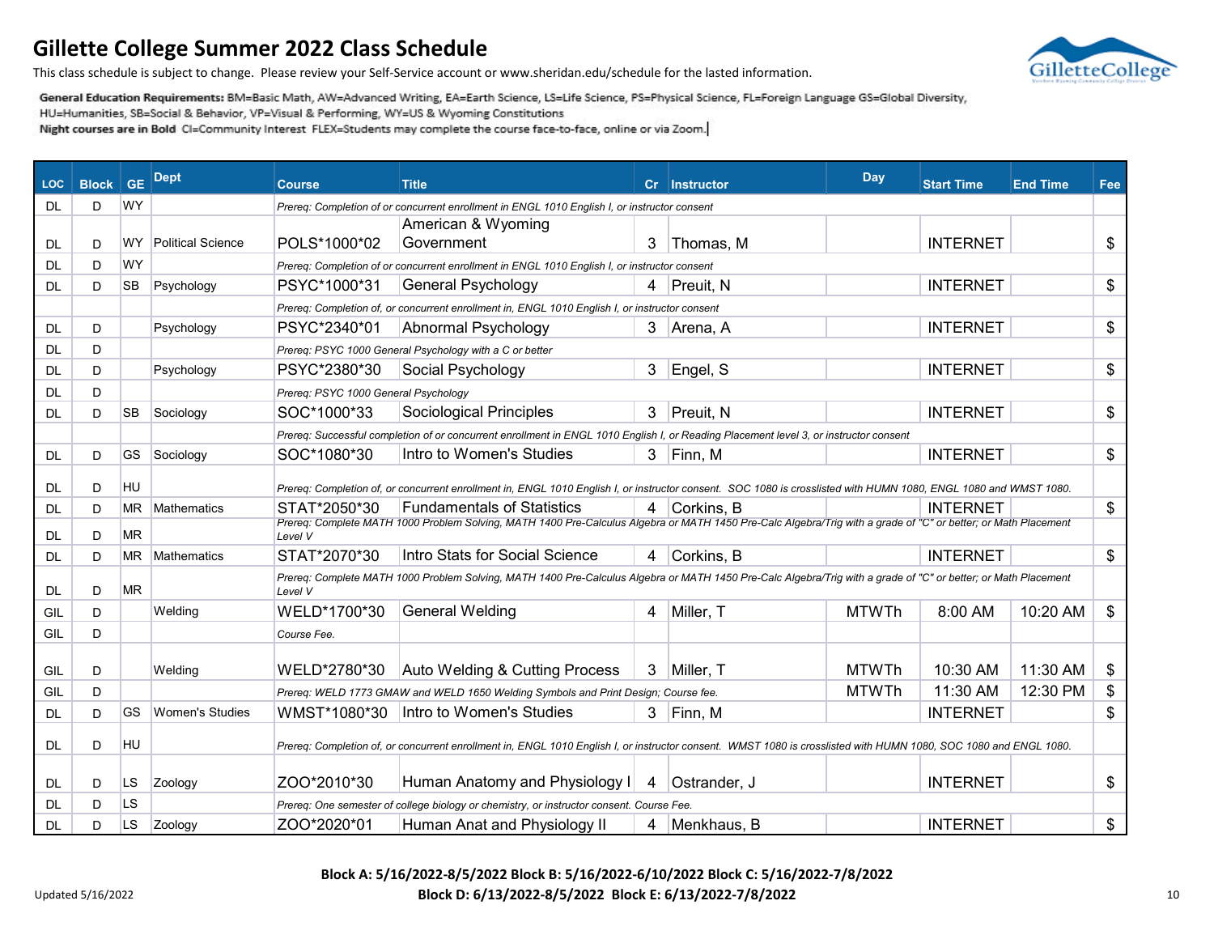# Gillette College Summer 2022 Class Schedule

This class schedule is subject to change. Please review your Self-Service account or www.sheridan.edu/schedule for the lasted information.

**General Education Requirements:** BM=Basic Math, AW=Advanced Writing, EA=Earth Science, LS=Life Science, PS=Physical Science, FL=Foreign Language GS=Global Diversity, HU=Humanities, SB=Social & Behavior, VP=Visual & Performing, WY=US & Wyoming Constitutions

**Night courses are in Bold** CI=Community Interest FLEX=Students may complete the course face-to-face, online or via Zoom.

| LOC | Block | GE | Dept | Course | Title | Cr | Instructor | Day | Start Time | End Time | Fee |
|---|---|---|---|---|---|---|---|---|---|---|---|
| DL | D | WY | | *Prereq: Completion of or concurrent enrollment in ENGL 1010 English I, or instructor consent* | | | | | | | |
| DL | D | WY | Political Science | POLS*1000*02 | American & Wyoming Government | 3 | Thomas, M | | INTERNET | | $ |
| DL | D | WY | | *Prereq: Completion of or concurrent enrollment in ENGL 1010 English I, or instructor consent* | | | | | | | |
| DL | D | SB | Psychology | PSYC*1000*31 | General Psychology | 4 | Preuit, N | | INTERNET | | $ |
| | | | | *Prereq: Completion of, or concurrent enrollment in, ENGL 1010 English I, or instructor consent* | | | | | | | |
| DL | D | | Psychology | PSYC*2340*01 | Abnormal Psychology | 3 | Arena, A | | INTERNET | | $ |
| DL | D | | | *Prereq: PSYC 1000 General Psychology with a C or better* | | | | | | | |
| DL | D | | Psychology | PSYC*2380*30 | Social Psychology | 3 | Engel, S | | INTERNET | | $ |
| DL | D | | | *Prereq: PSYC 1000 General Psychology* | | | | | | | |
| DL | D | SB | Sociology | SOC*1000*33 | Sociological Principles | 3 | Preuit, N | | INTERNET | | $ |
| | | | | *Prereq: Successful completion of of or concurrent enrollment in ENGL 1010 English I, or Reading Placement level 3, or instructor consent* | | | | | | | |
| DL | D | GS | Sociology | SOC*1080*30 | Intro to Women's Studies | 3 | Finn, M | | INTERNET | | $ |
| DL | D | HU | | *Prereq: Completion of, or concurrent enrollment in, ENGL 1010 English I, or instructor consent. SOC 1080 is crosslisted with HUMN 1080, ENGL 1080 and WMST 1080.* | | | | | | | |
| DL | D | MR | Mathematics | STAT*2050*30 | Fundamentals of Statistics | 4 | Corkins, B | | INTERNET | | $ |
| DL | D | MR | | *Prereq: Complete MATH 1000 Problem Solving, MATH 1400 Pre-Calculus Algebra or MATH 1450 Pre-Calc Algebra/Trig with a grade of "C" or better; or Math Placement Level V* | | | | | | | |
| DL | D | MR | Mathematics | STAT*2070*30 | Intro Stats for Social Science | 4 | Corkins, B | | INTERNET | | $ |
| DL | D | MR | | *Prereq: Complete MATH 1000 Problem Solving, MATH 1400 Pre-Calculus Algebra or MATH 1450 Pre-Calc Algebra/Trig with a grade of "C" or better; or Math Placement Level V* | | | | | | | |
| GIL | D | | Welding | WELD*1700*30 | General Welding | 4 | Miller, T | MTWTh | 8:00 AM | 10:20 AM | $ |
| GIL | D | | | *Course Fee.* | | | | | | | |
| GIL | D | | Welding | WELD*2780*30 | Auto Welding & Cutting Process | 3 | Miller, T | MTWTh | 10:30 AM | 11:30 AM | $ |
| GIL | D | | | *Prereq: WELD 1773 GMAW and WELD 1650 Welding Symbols and Print Design; Course fee.* | | | | MTWTh | 11:30 AM | 12:30 PM | $ |
| DL | D | GS | Women's Studies | WMST*1080*30 | Intro to Women's Studies | 3 | Finn, M | | INTERNET | | $ |
| DL | D | HU | | *Prereq: Completion of, or concurrent enrollment in, ENGL 1010 English I, or instructor consent. WMST 1080 is crosslisted with HUMN 1080, SOC 1080 and ENGL 1080.* | | | | | | | |
| DL | D | LS | Zoology | ZOO*2010*30 | Human Anatomy and Physiology I | 4 | Ostrander, J | | INTERNET | | $ |
| DL | D | LS | | *Prereq: One semester of college biology or chemistry, or instructor consent. Course Fee.* | | | | | | | |
| DL | D | LS | Zoology | ZOO*2020*01 | Human Anat and Physiology II | 4 | Menkhaus, B | | INTERNET | | $ |

**Block A: 5/16/2022-8/5/2022 Block B: 5/16/2022-6/10/2022 Block C: 5/16/2022-7/8/2022**
**Block D: 6/13/2022-8/5/2022 Block E: 6/13/2022-7/8/2022**

Updated 5/16/2022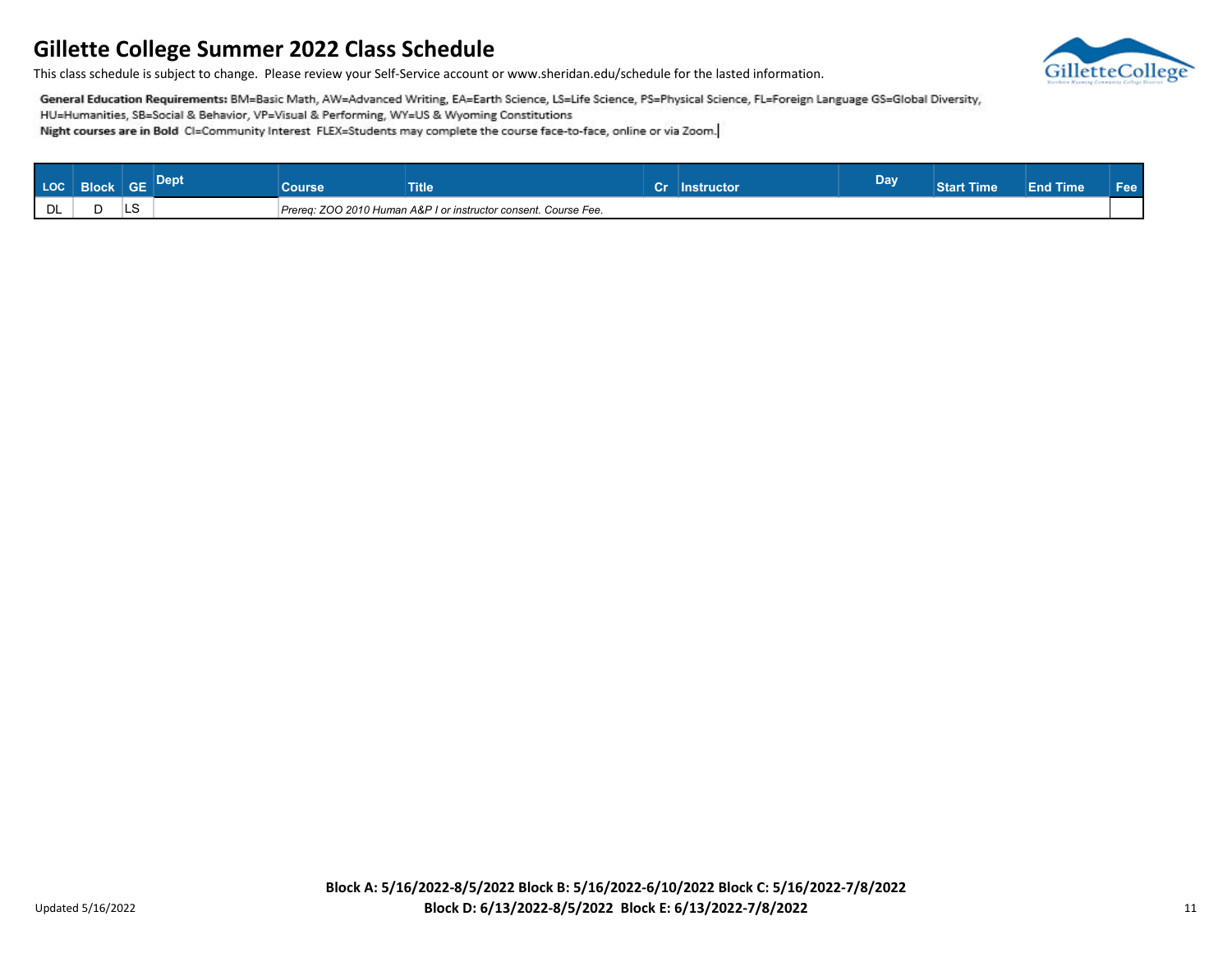# Gillette College Summer 2022 Class Schedule

This class schedule is subject to change. Please review your Self-Service account or www.sheridan.edu/schedule for the lasted information.

**General Education Requirements:** BM=Basic Math, AW=Advanced Writing, EA=Earth Science, LS=Life Science, PS=Physical Science, FL=Foreign Language GS=Global Diversity, HU=Humanities, SB=Social & Behavior, VP=Visual & Performing, WY=US & Wyoming Constitutions

**Night courses are in Bold** CI=Community Interest FLEX=Students may complete the course face-to-face, online or via Zoom.

| LOC | Block | GE | Dept | Course | Title | Cr | Instructor | Day | Start Time | End Time | Fee |
|---|---|---|---|---|---|---|---|---|---|---|---|
| DL | D | LS | | *Prereq: ZOO 2010 Human A&P I or instructor consent. Course Fee.* | | | | | | | |

Updated 5/16/2022

**Block A: 5/16/2022-8/5/2022 Block B: 5/16/2022-6/10/2022 Block C: 5/16/2022-7/8/2022**
**Block D: 6/13/2022-8/5/2022 Block E: 6/13/2022-7/8/2022**